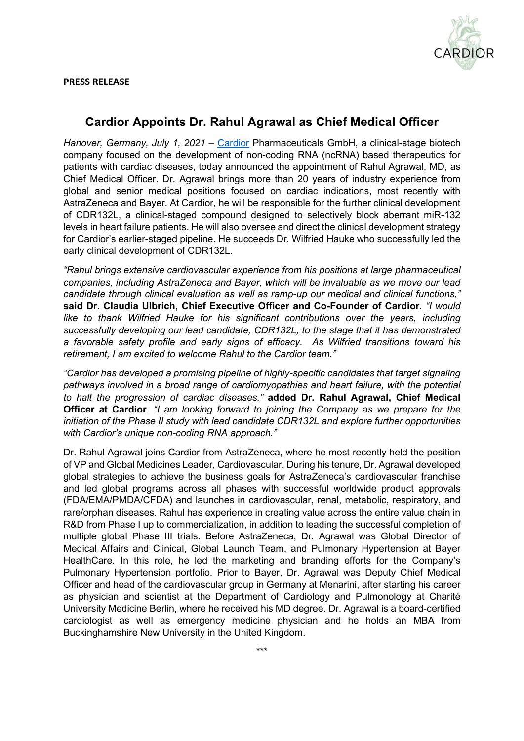**PRESS RELEASE**

# Cardior Appoints Dr. Rahul Agrawal as Chief Medical Officer

*Hanover, Germany, July 1, 2021* – [Cardior](Cardior) Pharmaceuticals GmbH, a clinical-stage biotech company focused on the development of non-coding RNA (ncRNA) based therapeutics for patients with cardiac diseases, today announced the appointment of Rahul Agrawal, MD, as Chief Medical Officer. Dr. Agrawal brings more than 20 years of industry experience from global and senior medical positions focused on cardiac indications, most recently with AstraZeneca and Bayer. At Cardior, he will be responsible for the further clinical development of CDR132L, a clinical-staged compound designed to selectively block aberrant miR-132 levels in heart failure patients. He will also oversee and direct the clinical development strategy for Cardior's earlier-staged pipeline. He succeeds Dr. Wilfried Hauke who successfully led the early clinical development of CDR132L.

*"Rahul brings extensive cardiovascular experience from his positions at large pharmaceutical companies, including AstraZeneca and Bayer, which will be invaluable as we move our lead candidate through clinical evaluation as well as ramp-up our medical and clinical functions,"* **said Dr. Claudia Ulbrich, Chief Executive Officer and Co-Founder of Cardior**. *"I would like to thank Wilfried Hauke for his significant contributions over the years, including successfully developing our lead candidate, CDR132L, to the stage that it has demonstrated a favorable safety profile and early signs of efficacy. As Wilfried transitions toward his retirement, I am excited to welcome Rahul to the Cardior team."*

*"Cardior has developed a promising pipeline of highly-specific candidates that target signaling pathways involved in a broad range of cardiomyopathies and heart failure, with the potential to halt the progression of cardiac diseases,"* **added Dr. Rahul Agrawal, Chief Medical Officer at Cardior**. *"I am looking forward to joining the Company as we prepare for the initiation of the Phase II study with lead candidate CDR132L and explore further opportunities with Cardior's unique non-coding RNA approach."*

Dr. Rahul Agrawal joins Cardior from AstraZeneca, where he most recently held the position of VP and Global Medicines Leader, Cardiovascular. During his tenure, Dr. Agrawal developed global strategies to achieve the business goals for AstraZeneca's cardiovascular franchise and led global programs across all phases with successful worldwide product approvals (FDA/EMA/PMDA/CFDA) and launches in cardiovascular, renal, metabolic, respiratory, and rare/orphan diseases. Rahul has experience in creating value across the entire value chain in R&D from Phase I up to commercialization, in addition to leading the successful completion of multiple global Phase III trials. Before AstraZeneca, Dr. Agrawal was Global Director of Medical Affairs and Clinical, Global Launch Team, and Pulmonary Hypertension at Bayer HealthCare. In this role, he led the marketing and branding efforts for the Company's Pulmonary Hypertension portfolio. Prior to Bayer, Dr. Agrawal was Deputy Chief Medical Officer and head of the cardiovascular group in Germany at Menarini, after starting his career as physician and scientist at the Department of Cardiology and Pulmonology at Charité University Medicine Berlin, where he received his MD degree. Dr. Agrawal is a board-certified cardiologist as well as emergency medicine physician and he holds an MBA from Buckinghamshire New University in the United Kingdom.

\*\*\*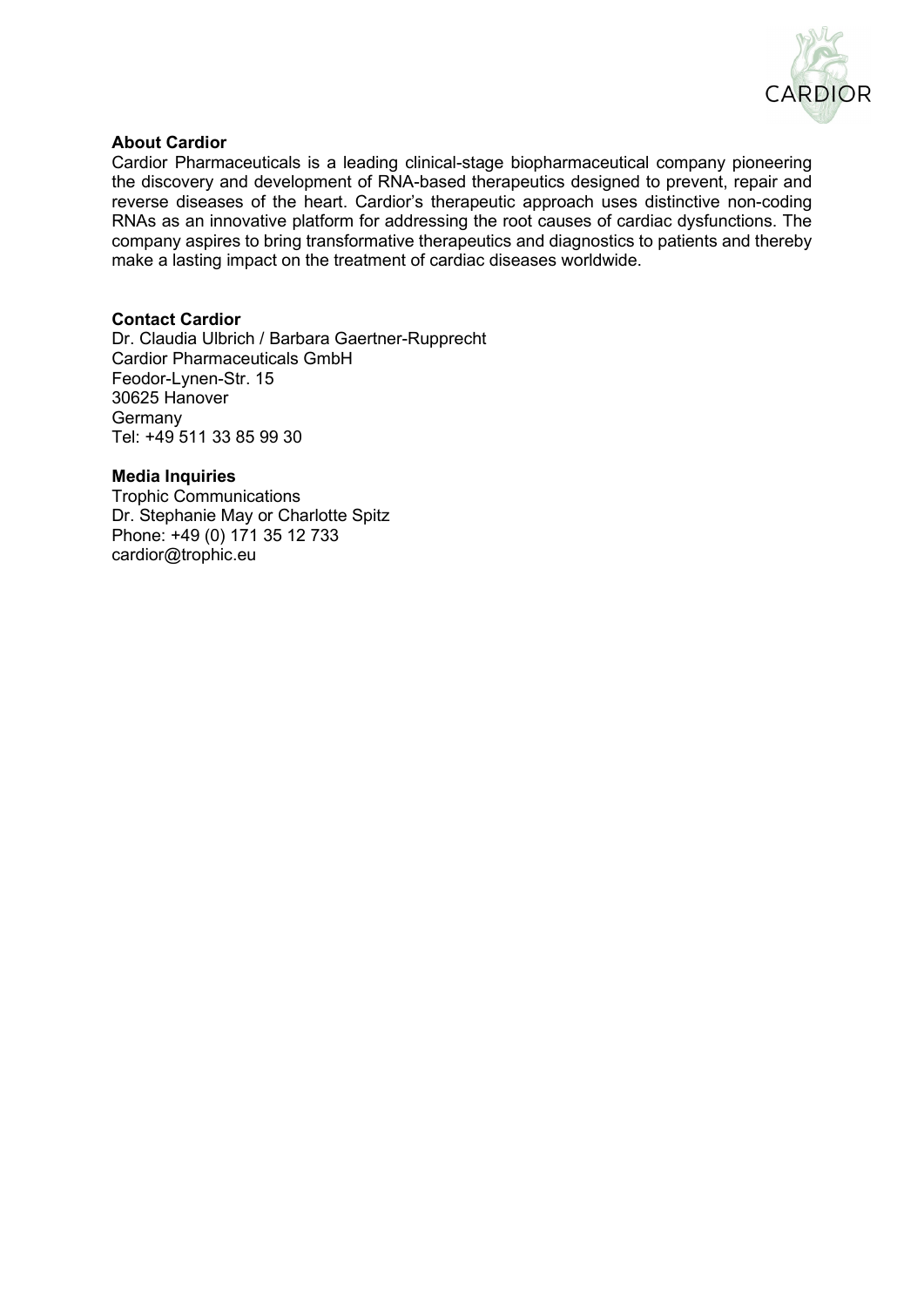**About Cardior**

Cardior Pharmaceuticals is a leading clinical-stage biopharmaceutical company pioneering the discovery and development of RNA-based therapeutics designed to prevent, repair and reverse diseases of the heart. Cardior's therapeutic approach uses distinctive non-coding RNAs as an innovative platform for addressing the root causes of cardiac dysfunctions. The company aspires to bring transformative therapeutics and diagnostics to patients and thereby make a lasting impact on the treatment of cardiac diseases worldwide.

**Contact Cardior**

Dr. Claudia Ulbrich / Barbara Gaertner-Rupprecht
Cardior Pharmaceuticals GmbH
Feodor-Lynen-Str. 15
30625 Hanover
Germany
Tel: +49 511 33 85 99 30

**Media Inquiries**

Trophic Communications
Dr. Stephanie May or Charlotte Spitz
Phone: +49 (0) 171 35 12 733
cardior@trophic.eu